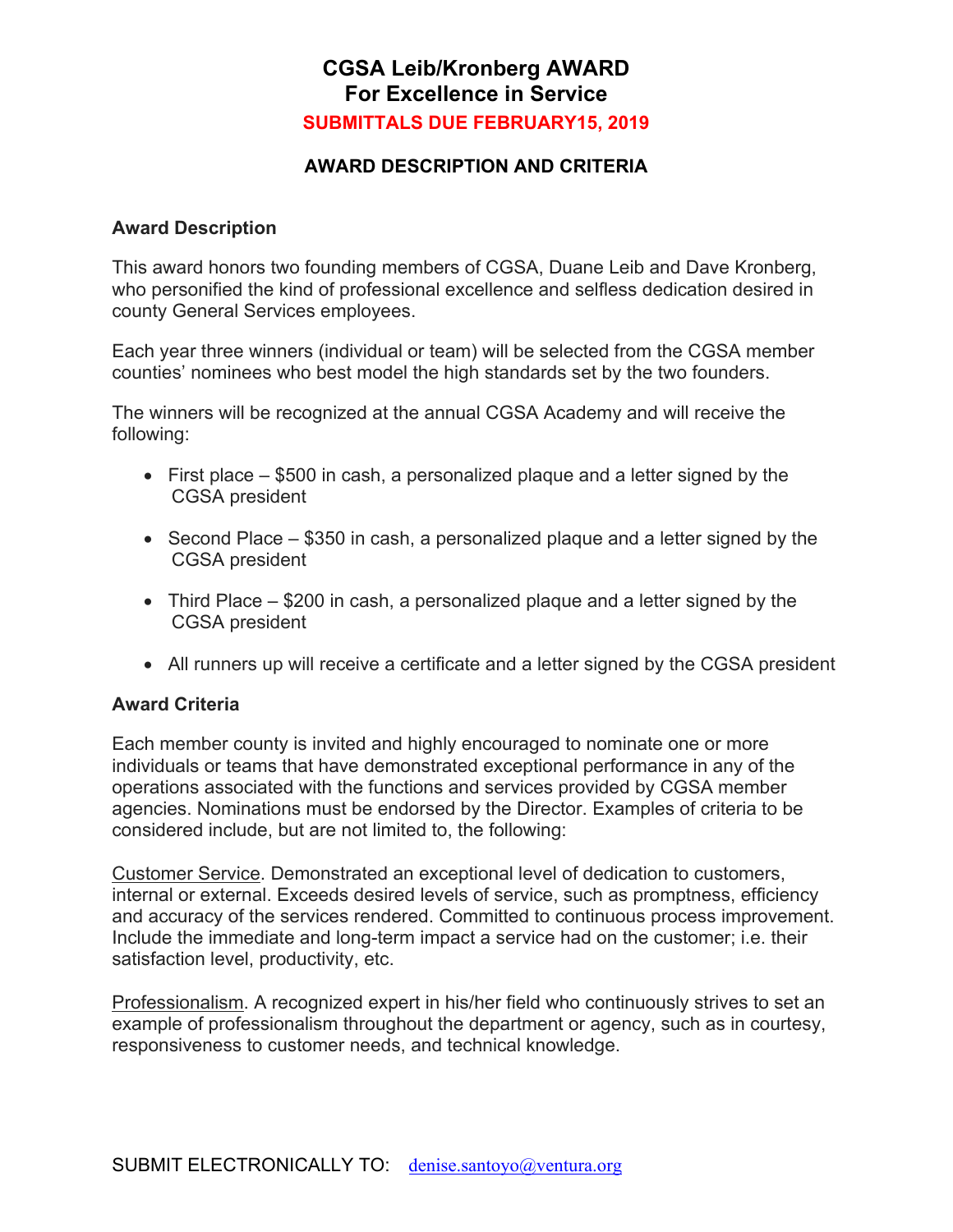# CGSA Leib/Kronberg AWARD
# For Excellence in Service

**SUBMITTALS DUE FEBRUARY15, 2019**

## AWARD DESCRIPTION AND CRITERIA

### Award Description

This award honors two founding members of CGSA, Duane Leib and Dave Kronberg, who personified the kind of professional excellence and selfless dedication desired in county General Services employees.

Each year three winners (individual or team) will be selected from the CGSA member counties' nominees who best model the high standards set by the two founders.

The winners will be recognized at the annual CGSA Academy and will receive the following:

- First place – $500 in cash, a personalized plaque and a letter signed by the CGSA president
- Second Place – $350 in cash, a personalized plaque and a letter signed by the CGSA president
- Third Place – $200 in cash, a personalized plaque and a letter signed by the CGSA president
- All runners up will receive a certificate and a letter signed by the CGSA president

### Award Criteria

Each member county is invited and highly encouraged to nominate one or more individuals or teams that have demonstrated exceptional performance in any of the operations associated with the functions and services provided by CGSA member agencies. Nominations must be endorsed by the Director. Examples of criteria to be considered include, but are not limited to, the following:

<u>Customer Service</u>. Demonstrated an exceptional level of dedication to customers, internal or external. Exceeds desired levels of service, such as promptness, efficiency and accuracy of the services rendered. Committed to continuous process improvement. Include the immediate and long-term impact a service had on the customer; i.e. their satisfaction level, productivity, etc.

<u>Professionalism</u>. A recognized expert in his/her field who continuously strives to set an example of professionalism throughout the department or agency, such as in courtesy, responsiveness to customer needs, and technical knowledge.

SUBMIT ELECTRONICALLY TO: denise.santoyo@ventura.org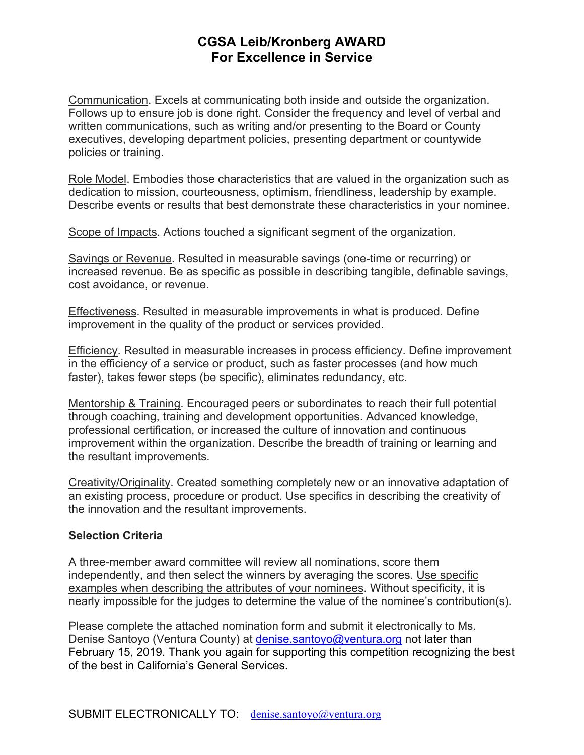# CGSA Leib/Kronberg AWARD
# For Excellence in Service

Communication. Excels at communicating both inside and outside the organization. Follows up to ensure job is done right. Consider the frequency and level of verbal and written communications, such as writing and/or presenting to the Board or County executives, developing department policies, presenting department or countywide policies or training.

Role Model. Embodies those characteristics that are valued in the organization such as dedication to mission, courteousness, optimism, friendliness, leadership by example. Describe events or results that best demonstrate these characteristics in your nominee.

Scope of Impacts. Actions touched a significant segment of the organization.

Savings or Revenue. Resulted in measurable savings (one-time or recurring) or increased revenue. Be as specific as possible in describing tangible, definable savings, cost avoidance, or revenue.

Effectiveness. Resulted in measurable improvements in what is produced. Define improvement in the quality of the product or services provided.

Efficiency. Resulted in measurable increases in process efficiency. Define improvement in the efficiency of a service or product, such as faster processes (and how much faster), takes fewer steps (be specific), eliminates redundancy, etc.

Mentorship & Training. Encouraged peers or subordinates to reach their full potential through coaching, training and development opportunities. Advanced knowledge, professional certification, or increased the culture of innovation and continuous improvement within the organization. Describe the breadth of training or learning and the resultant improvements.

Creativity/Originality. Created something completely new or an innovative adaptation of an existing process, procedure or product. Use specifics in describing the creativity of the innovation and the resultant improvements.

**Selection Criteria**

A three-member award committee will review all nominations, score them independently, and then select the winners by averaging the scores. Use specific examples when describing the attributes of your nominees. Without specificity, it is nearly impossible for the judges to determine the value of the nominee's contribution(s).

Please complete the attached nomination form and submit it electronically to Ms. Denise Santoyo (Ventura County) at denise.santoyo@ventura.org not later than February 15, 2019. Thank you again for supporting this competition recognizing the best of the best in California's General Services.

SUBMIT ELECTRONICALLY TO: denise.santoyo@ventura.org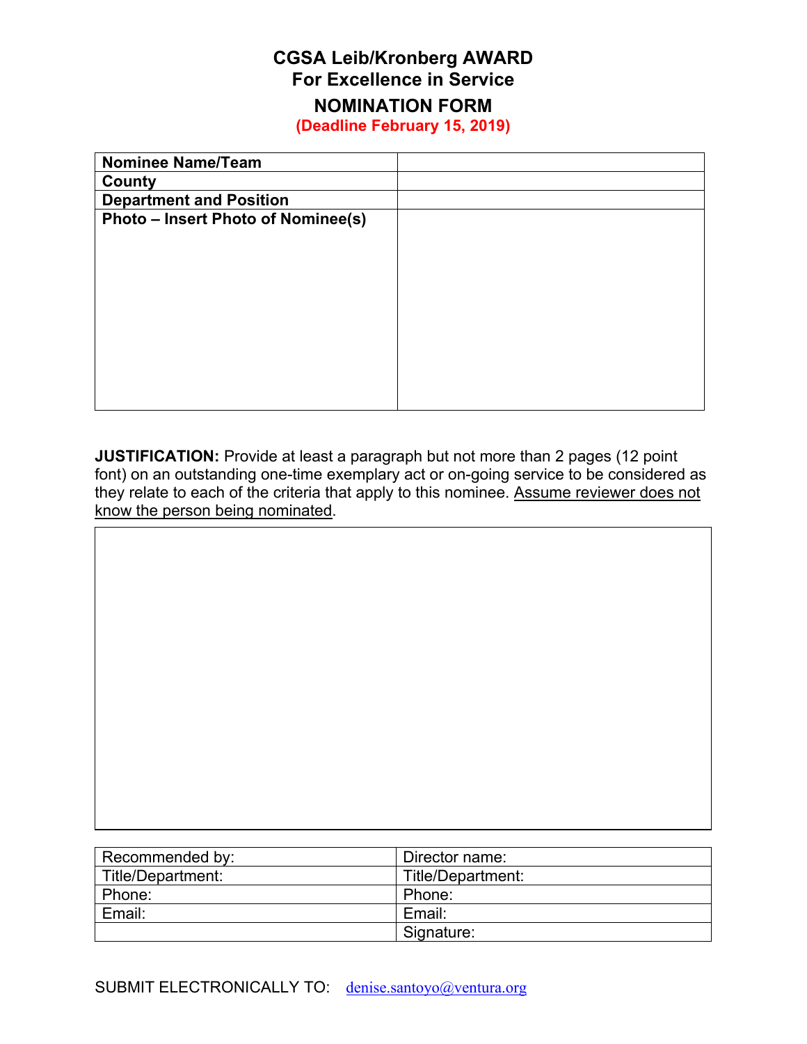# CGSA Leib/Kronberg AWARD
# For Excellence in Service
## NOMINATION FORM
**(Deadline February 15, 2019)**

| **Nominee Name/Team** | |
|---|---|
| **County** | |
| **Department and Position** | |
| **Photo – Insert Photo of Nominee(s)** | |

**JUSTIFICATION:** Provide at least a paragraph but not more than 2 pages (12 point font) on an outstanding one-time exemplary act or on-going service to be considered as they relate to each of the criteria that apply to this nominee. Assume reviewer does not know the person being nominated.

| |
|---|
| |

| Recommended by: | Director name: |
|---|---|
| Title/Department: | Title/Department: |
| Phone: | Phone: |
| Email: | Email: |
| | Signature: |

SUBMIT ELECTRONICALLY TO: denise.santoyo@ventura.org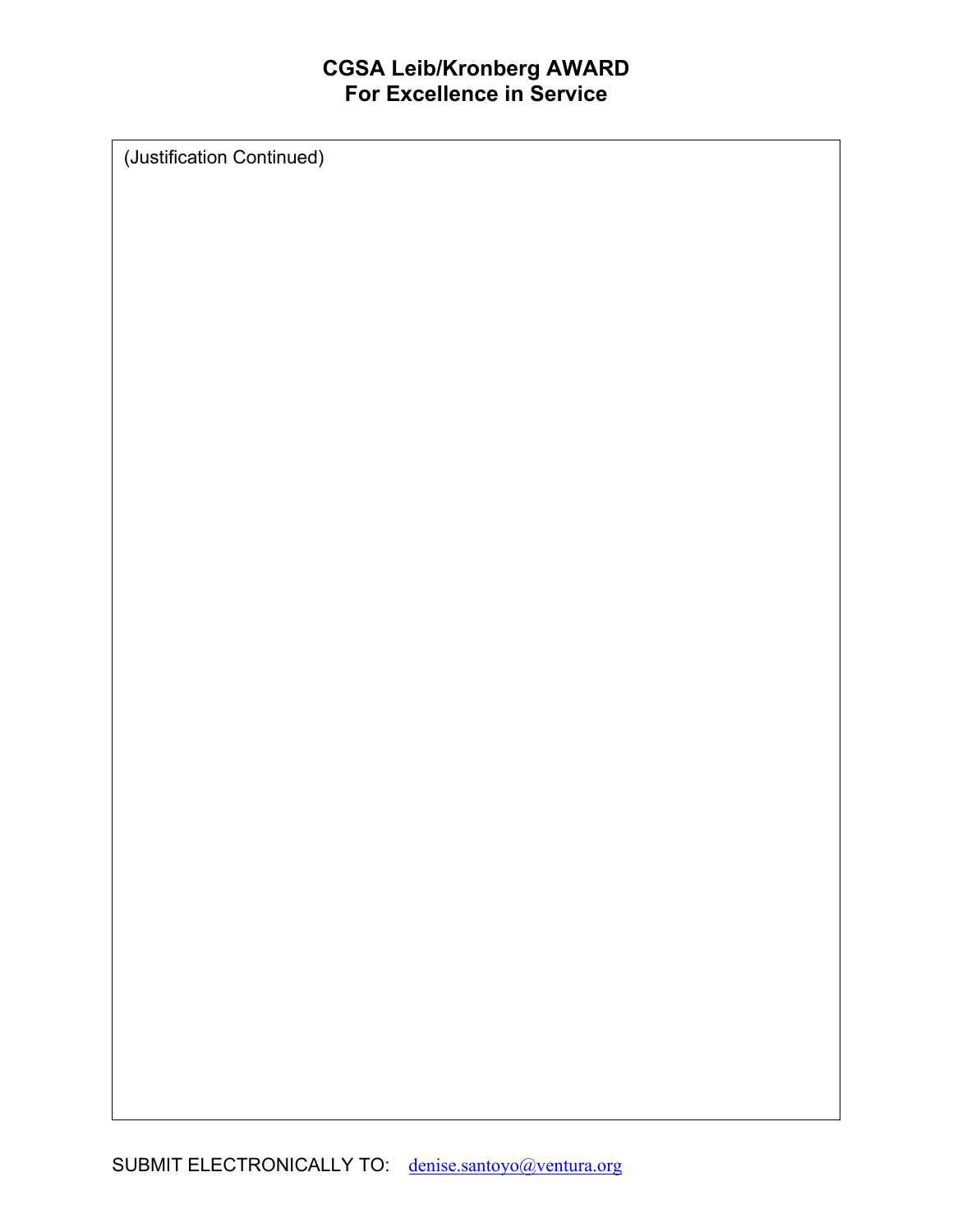# CGSA Leib/Kronberg AWARD
# For Excellence in Service

| (Justification Continued) |
| --- |
| |

SUBMIT ELECTRONICALLY TO: denise.santoyo@ventura.org